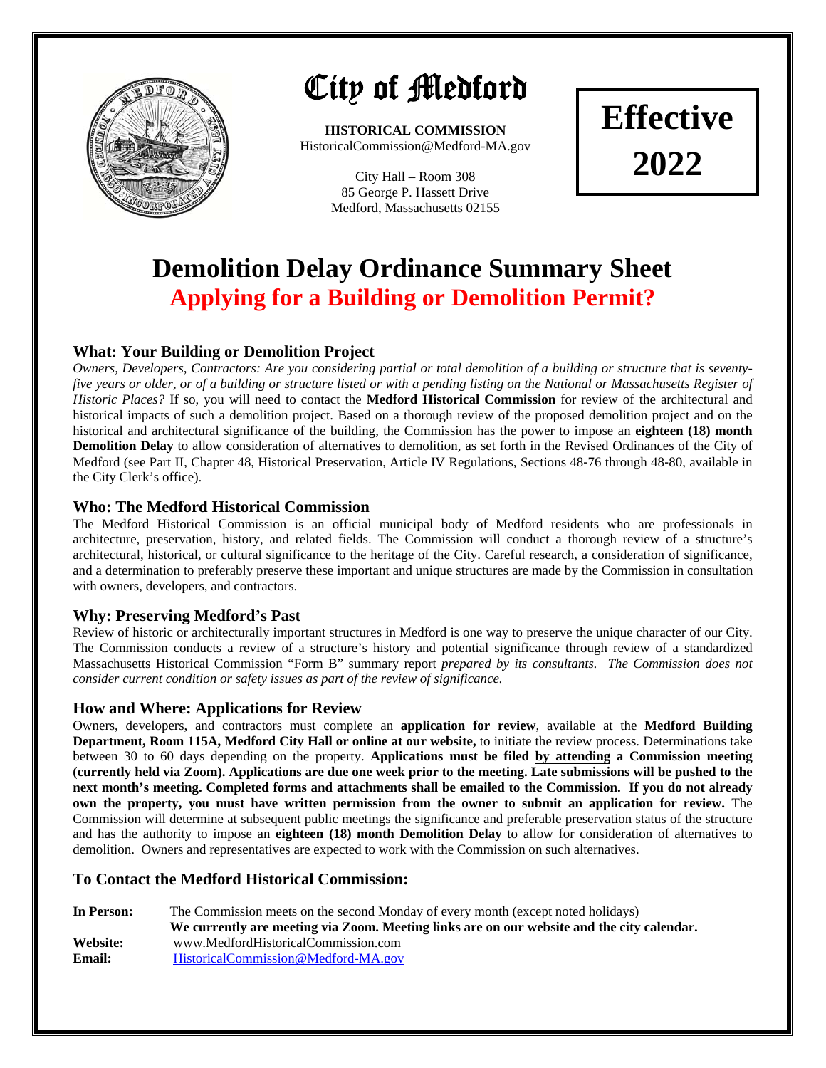# City of Medford

**HISTORICAL COMMISSION**
HistoricalCommission@Medford-MA.gov

City Hall – Room 308
85 George P. Hassett Drive
Medford, Massachusetts 02155

**Effective 2022**

# Demolition Delay Ordinance Summary Sheet

## Applying for a Building or Demolition Permit?

### What: Your Building or Demolition Project

*Owners, Developers, Contractors: Are you considering partial or total demolition of a building or structure that is seventy-five years or older, or of a building or structure listed or with a pending listing on the National or Massachusetts Register of Historic Places?* If so, you will need to contact the **Medford Historical Commission** for review of the architectural and historical impacts of such a demolition project. Based on a thorough review of the proposed demolition project and on the historical and architectural significance of the building, the Commission has the power to impose an **eighteen (18) month Demolition Delay** to allow consideration of alternatives to demolition, as set forth in the Revised Ordinances of the City of Medford (see Part II, Chapter 48, Historical Preservation, Article IV Regulations, Sections 48-76 through 48-80, available in the City Clerk's office).

### Who: The Medford Historical Commission

The Medford Historical Commission is an official municipal body of Medford residents who are professionals in architecture, preservation, history, and related fields. The Commission will conduct a thorough review of a structure's architectural, historical, or cultural significance to the heritage of the City. Careful research, a consideration of significance, and a determination to preferably preserve these important and unique structures are made by the Commission in consultation with owners, developers, and contractors.

### Why: Preserving Medford's Past

Review of historic or architecturally important structures in Medford is one way to preserve the unique character of our City. The Commission conducts a review of a structure's history and potential significance through review of a standardized Massachusetts Historical Commission "Form B" summary report *prepared by its consultants. The Commission does not consider current condition or safety issues as part of the review of significance.*

### How and Where: Applications for Review

Owners, developers, and contractors must complete an **application for review**, available at the **Medford Building Department, Room 115A, Medford City Hall or online at our website,** to initiate the review process. Determinations take between 30 to 60 days depending on the property. **Applications must be filed by attending a Commission meeting (currently held via Zoom). Applications are due one week prior to the meeting. Late submissions will be pushed to the next month's meeting. Completed forms and attachments shall be emailed to the Commission. If you do not already own the property, you must have written permission from the owner to submit an application for review.** The Commission will determine at subsequent public meetings the significance and preferable preservation status of the structure and has the authority to impose an **eighteen (18) month Demolition Delay** to allow for consideration of alternatives to demolition. Owners and representatives are expected to work with the Commission on such alternatives.

### To Contact the Medford Historical Commission:

**In Person:** The Commission meets on the second Monday of every month (except noted holidays)
**We currently are meeting via Zoom. Meeting links are on our website and the city calendar.**

**Website:** www.MedfordHistoricalCommission.com

**Email:** HistoricalCommission@Medford-MA.gov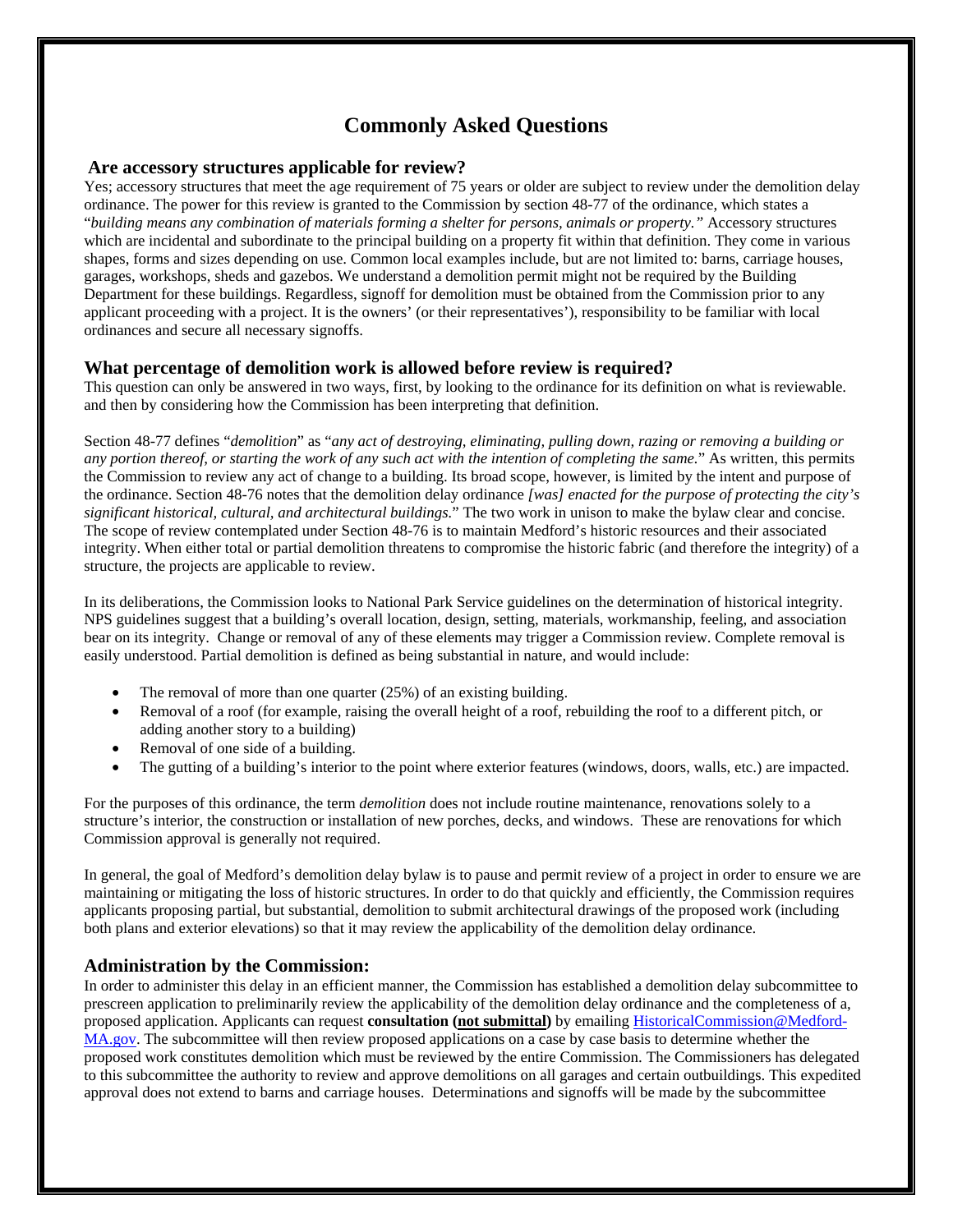# Commonly Asked Questions

## Are accessory structures applicable for review?

Yes; accessory structures that meet the age requirement of 75 years or older are subject to review under the demolition delay ordinance. The power for this review is granted to the Commission by section 48-77 of the ordinance, which states a "*building means any combination of materials forming a shelter for persons, animals or property.*" Accessory structures which are incidental and subordinate to the principal building on a property fit within that definition. They come in various shapes, forms and sizes depending on use. Common local examples include, but are not limited to: barns, carriage houses, garages, workshops, sheds and gazebos. We understand a demolition permit might not be required by the Building Department for these buildings. Regardless, signoff for demolition must be obtained from the Commission prior to any applicant proceeding with a project. It is the owners' (or their representatives'), responsibility to be familiar with local ordinances and secure all necessary signoffs.

## What percentage of demolition work is allowed before review is required?

This question can only be answered in two ways, first, by looking to the ordinance for its definition on what is reviewable. and then by considering how the Commission has been interpreting that definition.

Section 48-77 defines "*demolition*" as "*any act of destroying, eliminating, pulling down, razing or removing a building or any portion thereof, or starting the work of any such act with the intention of completing the same.*" As written, this permits the Commission to review any act of change to a building. Its broad scope, however, is limited by the intent and purpose of the ordinance. Section 48-76 notes that the demolition delay ordinance *[was] enacted for the purpose of protecting the city's significant historical, cultural, and architectural buildings.*" The two work in unison to make the bylaw clear and concise. The scope of review contemplated under Section 48-76 is to maintain Medford's historic resources and their associated integrity. When either total or partial demolition threatens to compromise the historic fabric (and therefore the integrity) of a structure, the projects are applicable to review.

In its deliberations, the Commission looks to National Park Service guidelines on the determination of historical integrity. NPS guidelines suggest that a building's overall location, design, setting, materials, workmanship, feeling, and association bear on its integrity. Change or removal of any of these elements may trigger a Commission review. Complete removal is easily understood. Partial demolition is defined as being substantial in nature, and would include:

- The removal of more than one quarter (25%) of an existing building.
- Removal of a roof (for example, raising the overall height of a roof, rebuilding the roof to a different pitch, or adding another story to a building)
- Removal of one side of a building.
- The gutting of a building's interior to the point where exterior features (windows, doors, walls, etc.) are impacted.

For the purposes of this ordinance, the term *demolition* does not include routine maintenance, renovations solely to a structure's interior, the construction or installation of new porches, decks, and windows. These are renovations for which Commission approval is generally not required.

In general, the goal of Medford's demolition delay bylaw is to pause and permit review of a project in order to ensure we are maintaining or mitigating the loss of historic structures. In order to do that quickly and efficiently, the Commission requires applicants proposing partial, but substantial, demolition to submit architectural drawings of the proposed work (including both plans and exterior elevations) so that it may review the applicability of the demolition delay ordinance.

## Administration by the Commission:

In order to administer this delay in an efficient manner, the Commission has established a demolition delay subcommittee to prescreen application to preliminarily review the applicability of the demolition delay ordinance and the completeness of a, proposed application. Applicants can request **consultation (<u>not submittal</u>)** by emailing [HistoricalCommission@Medford-MA.gov](mailto:HistoricalCommission@Medford-MA.gov). The subcommittee will then review proposed applications on a case by case basis to determine whether the proposed work constitutes demolition which must be reviewed by the entire Commission. The Commissioners has delegated to this subcommittee the authority to review and approve demolitions on all garages and certain outbuildings. This expedited approval does not extend to barns and carriage houses. Determinations and signoffs will be made by the subcommittee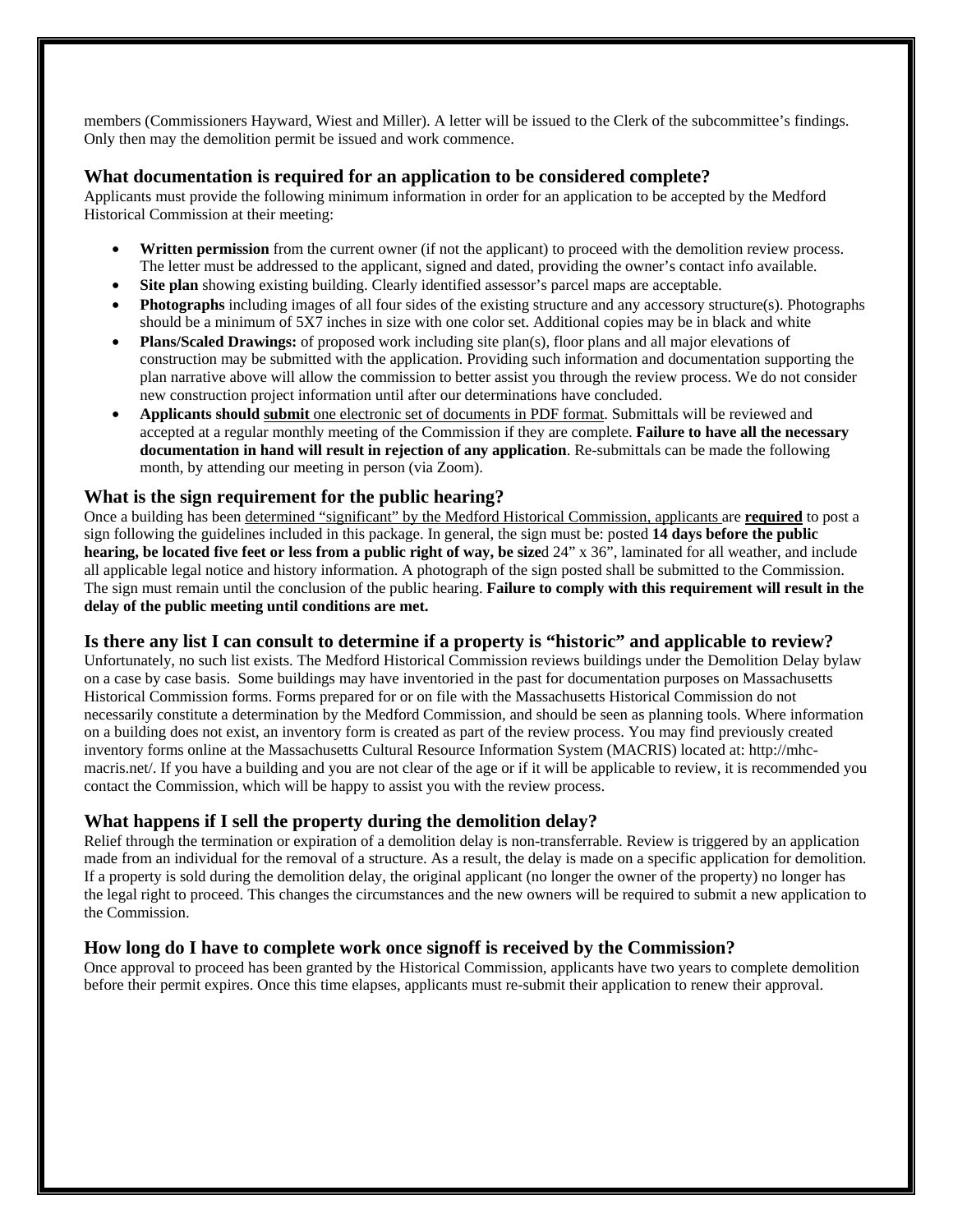members (Commissioners Hayward, Wiest and Miller). A letter will be issued to the Clerk of the subcommittee's findings. Only then may the demolition permit be issued and work commence.

## What documentation is required for an application to be considered complete?

Applicants must provide the following minimum information in order for an application to be accepted by the Medford Historical Commission at their meeting:

- **Written permission** from the current owner (if not the applicant) to proceed with the demolition review process. The letter must be addressed to the applicant, signed and dated, providing the owner's contact info available.
- **Site plan** showing existing building. Clearly identified assessor's parcel maps are acceptable.
- **Photographs** including images of all four sides of the existing structure and any accessory structure(s). Photographs should be a minimum of 5X7 inches in size with one color set. Additional copies may be in black and white
- **Plans/Scaled Drawings:** of proposed work including site plan(s), floor plans and all major elevations of construction may be submitted with the application. Providing such information and documentation supporting the plan narrative above will allow the commission to better assist you through the review process. We do not consider new construction project information until after our determinations have concluded.
- **Applicants should submit** one electronic set of documents in PDF format. Submittals will be reviewed and accepted at a regular monthly meeting of the Commission if they are complete. **Failure to have all the necessary documentation in hand will result in rejection of any application**. Re-submittals can be made the following month, by attending our meeting in person (via Zoom).

## What is the sign requirement for the public hearing?

Once a building has been determined "significant" by the Medford Historical Commission, applicants are **required** to post a sign following the guidelines included in this package. In general, the sign must be: posted **14 days before the public hearing, be located five feet or less from a public right of way, be size**d 24" x 36", laminated for all weather, and include all applicable legal notice and history information. A photograph of the sign posted shall be submitted to the Commission. The sign must remain until the conclusion of the public hearing. **Failure to comply with this requirement will result in the delay of the public meeting until conditions are met.**

## Is there any list I can consult to determine if a property is "historic" and applicable to review?

Unfortunately, no such list exists. The Medford Historical Commission reviews buildings under the Demolition Delay bylaw on a case by case basis. Some buildings may have inventoried in the past for documentation purposes on Massachusetts Historical Commission forms. Forms prepared for or on file with the Massachusetts Historical Commission do not necessarily constitute a determination by the Medford Commission, and should be seen as planning tools. Where information on a building does not exist, an inventory form is created as part of the review process. You may find previously created inventory forms online at the Massachusetts Cultural Resource Information System (MACRIS) located at: http://mhc-macris.net/. If you have a building and you are not clear of the age or if it will be applicable to review, it is recommended you contact the Commission, which will be happy to assist you with the review process.

## What happens if I sell the property during the demolition delay?

Relief through the termination or expiration of a demolition delay is non-transferrable. Review is triggered by an application made from an individual for the removal of a structure. As a result, the delay is made on a specific application for demolition. If a property is sold during the demolition delay, the original applicant (no longer the owner of the property) no longer has the legal right to proceed. This changes the circumstances and the new owners will be required to submit a new application to the Commission.

## How long do I have to complete work once signoff is received by the Commission?

Once approval to proceed has been granted by the Historical Commission, applicants have two years to complete demolition before their permit expires. Once this time elapses, applicants must re-submit their application to renew their approval.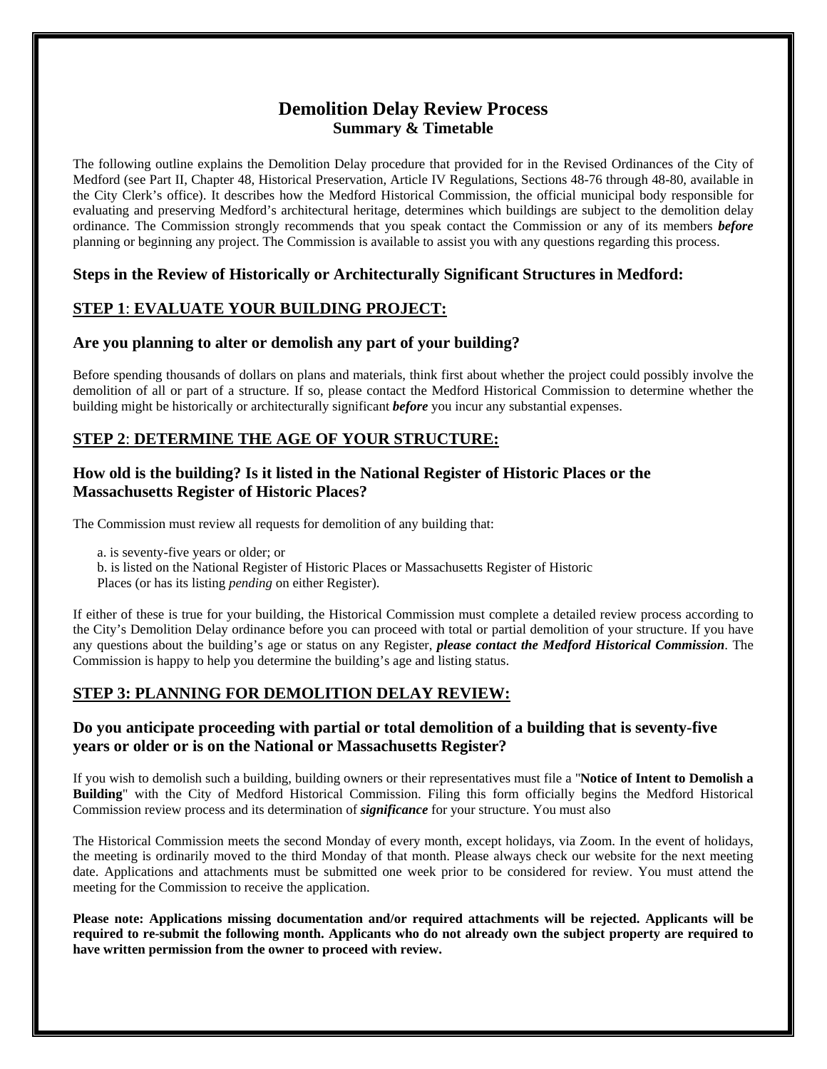# Demolition Delay Review Process

## Summary & Timetable

The following outline explains the Demolition Delay procedure that provided for in the Revised Ordinances of the City of Medford (see Part II, Chapter 48, Historical Preservation, Article IV Regulations, Sections 48-76 through 48-80, available in the City Clerk's office). It describes how the Medford Historical Commission, the official municipal body responsible for evaluating and preserving Medford's architectural heritage, determines which buildings are subject to the demolition delay ordinance. The Commission strongly recommends that you speak contact the Commission or any of its members ***before*** planning or beginning any project. The Commission is available to assist you with any questions regarding this process.

### Steps in the Review of Historically or Architecturally Significant Structures in Medford:

### STEP 1: EVALUATE YOUR BUILDING PROJECT:

#### Are you planning to alter or demolish any part of your building?

Before spending thousands of dollars on plans and materials, think first about whether the project could possibly involve the demolition of all or part of a structure. If so, please contact the Medford Historical Commission to determine whether the building might be historically or architecturally significant ***before*** you incur any substantial expenses.

### STEP 2: DETERMINE THE AGE OF YOUR STRUCTURE:

#### How old is the building? Is it listed in the National Register of Historic Places or the Massachusetts Register of Historic Places?

The Commission must review all requests for demolition of any building that:

a. is seventy-five years or older; or
b. is listed on the National Register of Historic Places or Massachusetts Register of Historic Places (or has its listing *pending* on either Register).

If either of these is true for your building, the Historical Commission must complete a detailed review process according to the City's Demolition Delay ordinance before you can proceed with total or partial demolition of your structure. If you have any questions about the building's age or status on any Register, ***please contact the Medford Historical Commission***. The Commission is happy to help you determine the building's age and listing status.

### STEP 3: PLANNING FOR DEMOLITION DELAY REVIEW:

#### Do you anticipate proceeding with partial or total demolition of a building that is seventy-five years or older or is on the National or Massachusetts Register?

If you wish to demolish such a building, building owners or their representatives must file a "**Notice of Intent to Demolish a Building**" with the City of Medford Historical Commission. Filing this form officially begins the Medford Historical Commission review process and its determination of ***significance*** for your structure. You must also

The Historical Commission meets the second Monday of every month, except holidays, via Zoom. In the event of holidays, the meeting is ordinarily moved to the third Monday of that month. Please always check our website for the next meeting date. Applications and attachments must be submitted one week prior to be considered for review. You must attend the meeting for the Commission to receive the application.

**Please note: Applications missing documentation and/or required attachments will be rejected. Applicants will be required to re-submit the following month. Applicants who do not already own the subject property are required to have written permission from the owner to proceed with review.**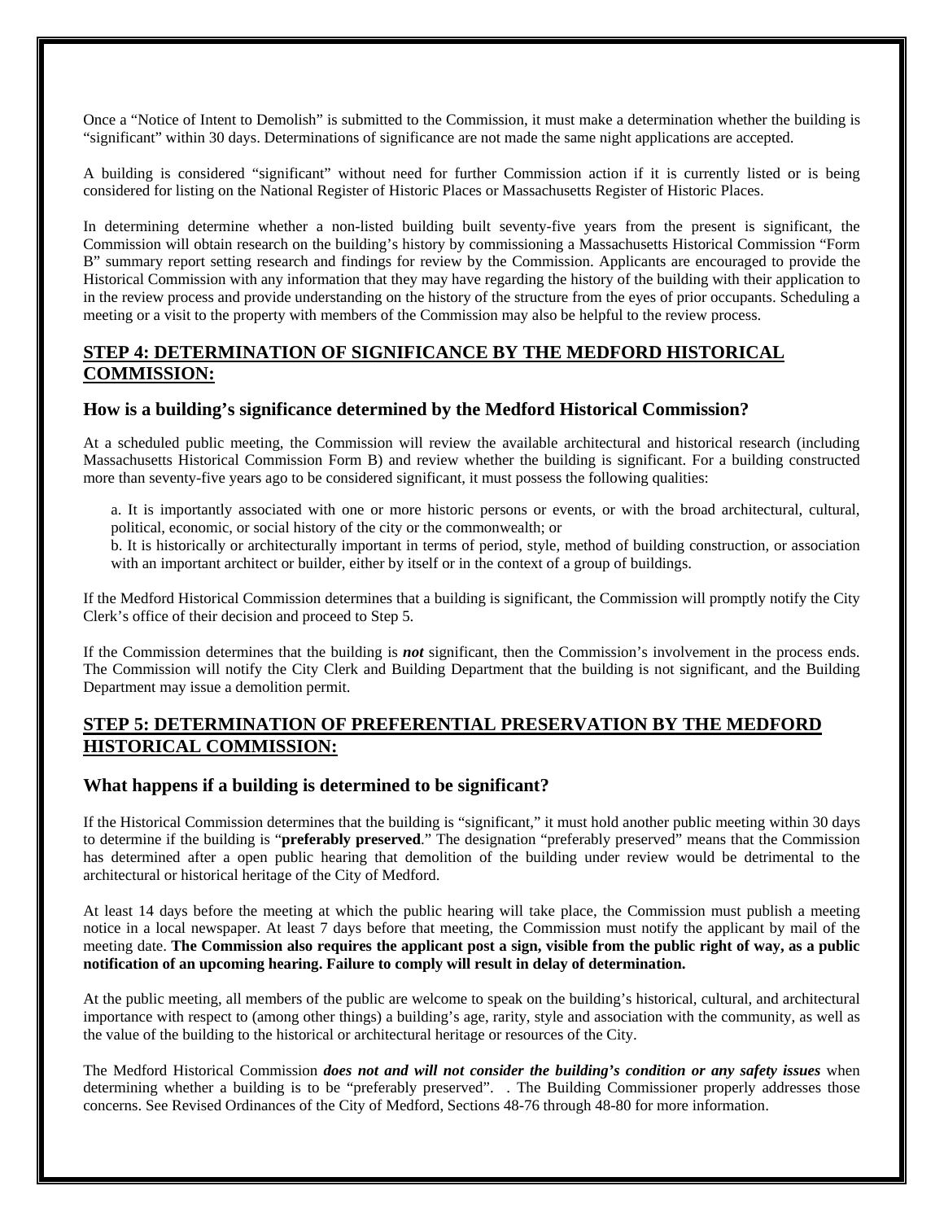Once a "Notice of Intent to Demolish" is submitted to the Commission, it must make a determination whether the building is "significant" within 30 days. Determinations of significance are not made the same night applications are accepted.

A building is considered "significant" without need for further Commission action if it is currently listed or is being considered for listing on the National Register of Historic Places or Massachusetts Register of Historic Places.

In determining determine whether a non-listed building built seventy-five years from the present is significant, the Commission will obtain research on the building's history by commissioning a Massachusetts Historical Commission "Form B" summary report setting research and findings for review by the Commission. Applicants are encouraged to provide the Historical Commission with any information that they may have regarding the history of the building with their application to in the review process and provide understanding on the history of the structure from the eyes of prior occupants. Scheduling a meeting or a visit to the property with members of the Commission may also be helpful to the review process.

## STEP 4: DETERMINATION OF SIGNIFICANCE BY THE MEDFORD HISTORICAL COMMISSION:

### How is a building's significance determined by the Medford Historical Commission?

At a scheduled public meeting, the Commission will review the available architectural and historical research (including Massachusetts Historical Commission Form B) and review whether the building is significant. For a building constructed more than seventy-five years ago to be considered significant, it must possess the following qualities:

a. It is importantly associated with one or more historic persons or events, or with the broad architectural, cultural, political, economic, or social history of the city or the commonwealth; or

b. It is historically or architecturally important in terms of period, style, method of building construction, or association with an important architect or builder, either by itself or in the context of a group of buildings.

If the Medford Historical Commission determines that a building is significant, the Commission will promptly notify the City Clerk's office of their decision and proceed to Step 5.

If the Commission determines that the building is ***not*** significant, then the Commission's involvement in the process ends. The Commission will notify the City Clerk and Building Department that the building is not significant, and the Building Department may issue a demolition permit.

## STEP 5: DETERMINATION OF PREFERENTIAL PRESERVATION BY THE MEDFORD HISTORICAL COMMISSION:

### What happens if a building is determined to be significant?

If the Historical Commission determines that the building is "significant," it must hold another public meeting within 30 days to determine if the building is "**preferably preserved**." The designation "preferably preserved" means that the Commission has determined after a open public hearing that demolition of the building under review would be detrimental to the architectural or historical heritage of the City of Medford.

At least 14 days before the meeting at which the public hearing will take place, the Commission must publish a meeting notice in a local newspaper. At least 7 days before that meeting, the Commission must notify the applicant by mail of the meeting date. **The Commission also requires the applicant post a sign, visible from the public right of way, as a public notification of an upcoming hearing. Failure to comply will result in delay of determination.**

At the public meeting, all members of the public are welcome to speak on the building's historical, cultural, and architectural importance with respect to (among other things) a building's age, rarity, style and association with the community, as well as the value of the building to the historical or architectural heritage or resources of the City.

The Medford Historical Commission ***does not and will not consider the building's condition or any safety issues*** when determining whether a building is to be "preferably preserved". . The Building Commissioner properly addresses those concerns. See Revised Ordinances of the City of Medford, Sections 48-76 through 48-80 for more information.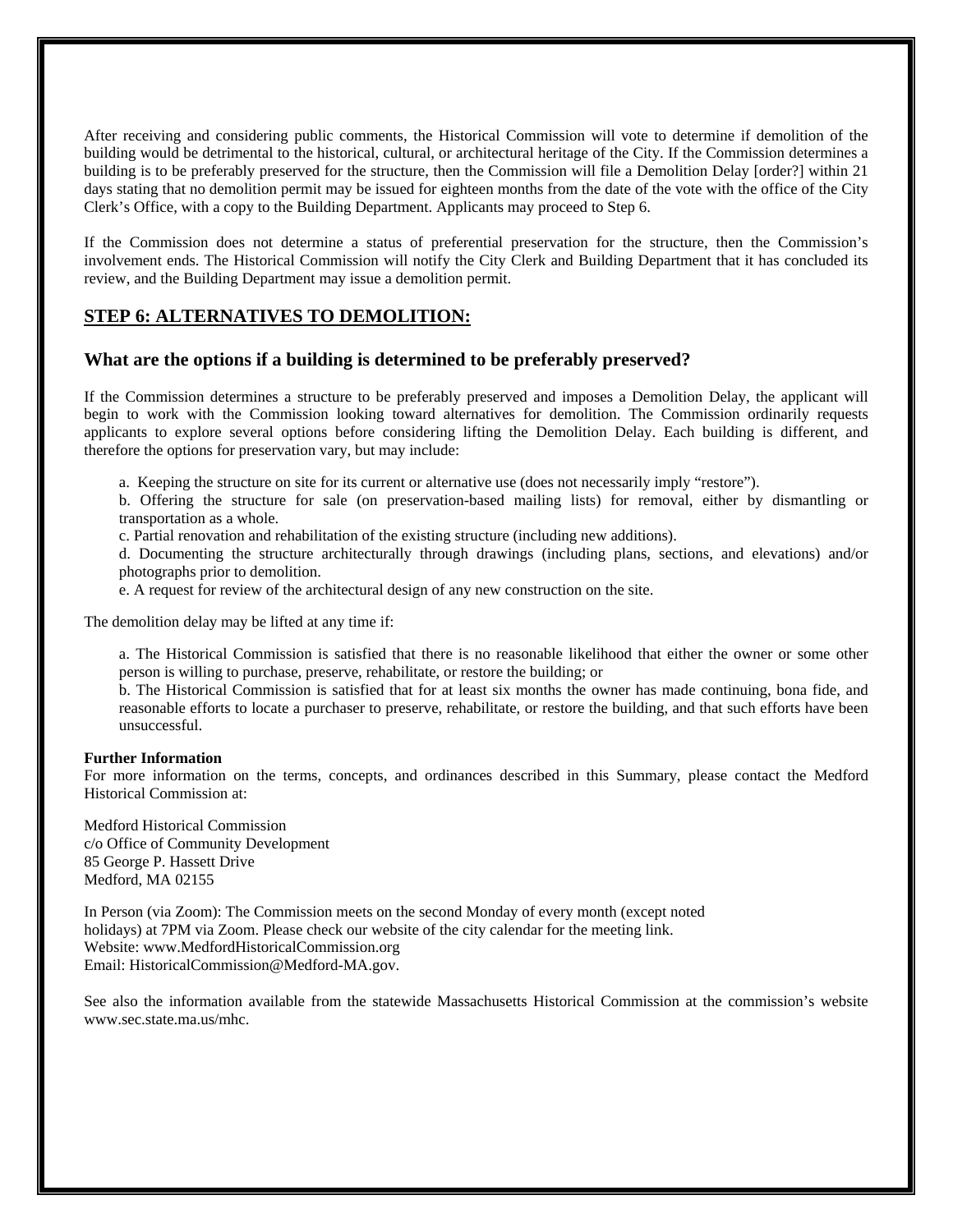After receiving and considering public comments, the Historical Commission will vote to determine if demolition of the building would be detrimental to the historical, cultural, or architectural heritage of the City. If the Commission determines a building is to be preferably preserved for the structure, then the Commission will file a Demolition Delay [order?] within 21 days stating that no demolition permit may be issued for eighteen months from the date of the vote with the office of the City Clerk's Office, with a copy to the Building Department. Applicants may proceed to Step 6.

If the Commission does not determine a status of preferential preservation for the structure, then the Commission's involvement ends. The Historical Commission will notify the City Clerk and Building Department that it has concluded its review, and the Building Department may issue a demolition permit.

## STEP 6: ALTERNATIVES TO DEMOLITION:

### What are the options if a building is determined to be preferably preserved?

If the Commission determines a structure to be preferably preserved and imposes a Demolition Delay, the applicant will begin to work with the Commission looking toward alternatives for demolition. The Commission ordinarily requests applicants to explore several options before considering lifting the Demolition Delay. Each building is different, and therefore the options for preservation vary, but may include:

a. Keeping the structure on site for its current or alternative use (does not necessarily imply "restore").

b. Offering the structure for sale (on preservation-based mailing lists) for removal, either by dismantling or transportation as a whole.

c. Partial renovation and rehabilitation of the existing structure (including new additions).

d. Documenting the structure architecturally through drawings (including plans, sections, and elevations) and/or photographs prior to demolition.

e. A request for review of the architectural design of any new construction on the site.

The demolition delay may be lifted at any time if:

a. The Historical Commission is satisfied that there is no reasonable likelihood that either the owner or some other person is willing to purchase, preserve, rehabilitate, or restore the building; or

b. The Historical Commission is satisfied that for at least six months the owner has made continuing, bona fide, and reasonable efforts to locate a purchaser to preserve, rehabilitate, or restore the building, and that such efforts have been unsuccessful.

**Further Information**

For more information on the terms, concepts, and ordinances described in this Summary, please contact the Medford Historical Commission at:

Medford Historical Commission
c/o Office of Community Development
85 George P. Hassett Drive
Medford, MA 02155

In Person (via Zoom): The Commission meets on the second Monday of every month (except noted holidays) at 7PM via Zoom. Please check our website of the city calendar for the meeting link.
Website: www.MedfordHistoricalCommission.org
Email: HistoricalCommission@Medford-MA.gov.

See also the information available from the statewide Massachusetts Historical Commission at the commission's website www.sec.state.ma.us/mhc.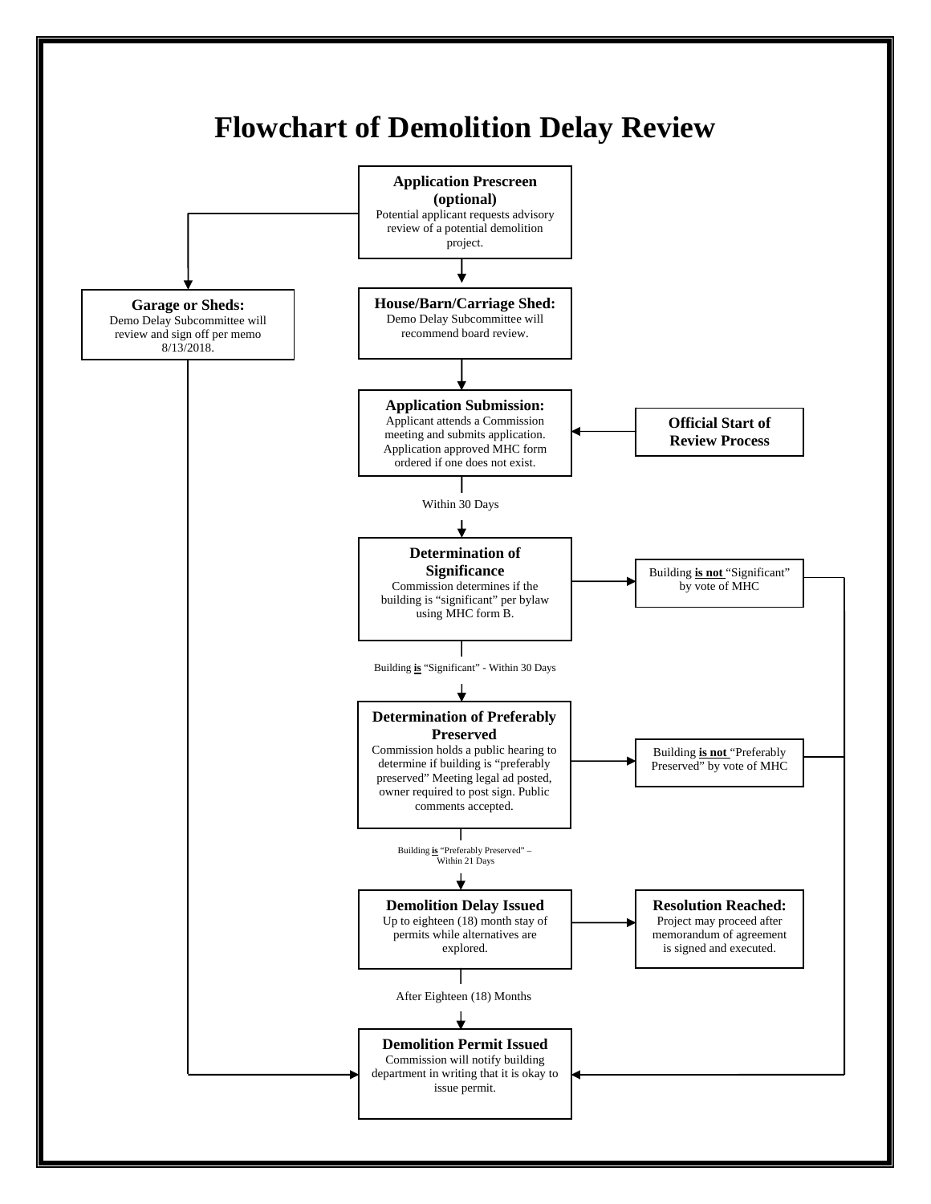# Flowchart of Demolition Delay Review

**Application Prescreen (optional)**
Potential applicant requests advisory review of a potential demolition project.

**Garage or Sheds:**
Demo Delay Subcommittee will review and sign off per memo 8/13/2018.

**House/Barn/Carriage Shed:**
Demo Delay Subcommittee will recommend board review.

**Application Submission:**
Applicant attends a Commission meeting and submits application. Application approved MHC form ordered if one does not exist.

**Official Start of Review Process**

Within 30 Days

**Determination of Significance**
Commission determines if the building is "significant" per bylaw using MHC form B.

Building **is not** "Significant" by vote of MHC

Building **is** "Significant" - Within 30 Days

**Determination of Preferably Preserved**
Commission holds a public hearing to determine if building is "preferably preserved" Meeting legal ad posted, owner required to post sign. Public comments accepted.

Building **is not** "Preferably Preserved" by vote of MHC

Building **is** "Preferably Preserved" – Within 21 Days

**Demolition Delay Issued**
Up to eighteen (18) month stay of permits while alternatives are explored.

**Resolution Reached:**
Project may proceed after memorandum of agreement is signed and executed.

After Eighteen (18) Months

**Demolition Permit Issued**
Commission will notify building department in writing that it is okay to issue permit.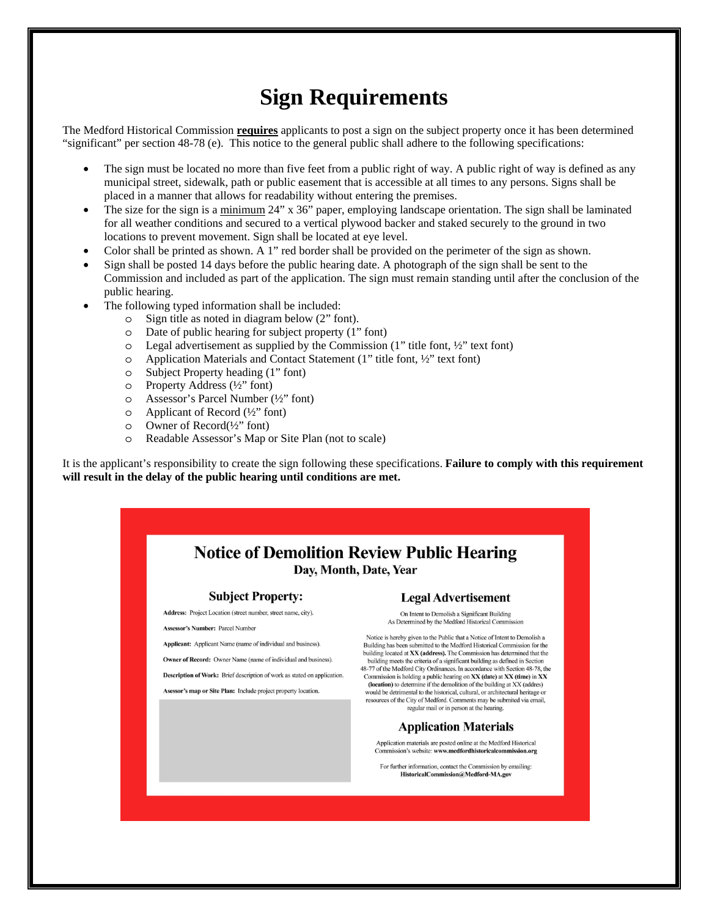# Sign Requirements

The Medford Historical Commission **requires** applicants to post a sign on the subject property once it has been determined "significant" per section 48-78 (e). This notice to the general public shall adhere to the following specifications:

- The sign must be located no more than five feet from a public right of way. A public right of way is defined as any municipal street, sidewalk, path or public easement that is accessible at all times to any persons. Signs shall be placed in a manner that allows for readability without entering the premises.
- The size for the sign is a minimum 24" x 36" paper, employing landscape orientation. The sign shall be laminated for all weather conditions and secured to a vertical plywood backer and staked securely to the ground in two locations to prevent movement. Sign shall be located at eye level.
- Color shall be printed as shown. A 1" red border shall be provided on the perimeter of the sign as shown.
- Sign shall be posted 14 days before the public hearing date. A photograph of the sign shall be sent to the Commission and included as part of the application. The sign must remain standing until after the conclusion of the public hearing.
- The following typed information shall be included:
  - Sign title as noted in diagram below (2" font).
  - Date of public hearing for subject property (1" font)
  - Legal advertisement as supplied by the Commission (1" title font, ½" text font)
  - Application Materials and Contact Statement (1" title font, ½" text font)
  - Subject Property heading (1" font)
  - Property Address (½" font)
  - Assessor's Parcel Number (½" font)
  - Applicant of Record (½" font)
  - Owner of Record(½" font)
  - Readable Assessor's Map or Site Plan (not to scale)

It is the applicant's responsibility to create the sign following these specifications. **Failure to comply with this requirement will result in the delay of the public hearing until conditions are met.**

## Notice of Demolition Review Public Hearing

**Day, Month, Date, Year**

### Subject Property:

**Address:** Project Location (street number, street name, city).

**Assessor's Number:** Parcel Number

**Applicant:** Applicant Name (name of individual and business).

**Owner of Record:** Owner Name (name of individual and business).

**Description of Work:** Brief description of work as stated on application.

**Asessor's map or Site Plan:** Include project property location.

### Legal Advertisement

On Intent to Demolish a Significant Building
As Determined by the Medford Historical Commission

Notice is hereby given to the Public that a Notice of Intent to Demolish a Building has been submitted to the Medford Historical Commission for the building located at **XX (address).** The Commission has determined that the building meets the criteria of a significant building as defined in Section 48-77 of the Medford City Ordinances. In accordance with Section 48-78, the Commission is holding a public hearing on **XX (date)** at **XX (time)** in **XX (location)** to determine if the demolition of the building at XX (addres) would be detrimental to the historical, cultural, or architectural heritage or resources of the City of Medford. Comments may be submited via email, regular mail or in person at the hearing.

### Application Materials

Application materials are posted online at the Medford Historical Commission's website: **www.medfordhistoricalcommission.org**

For further information, contact the Commission by emailing: **HistoricalCommission@Medford-MA.gov**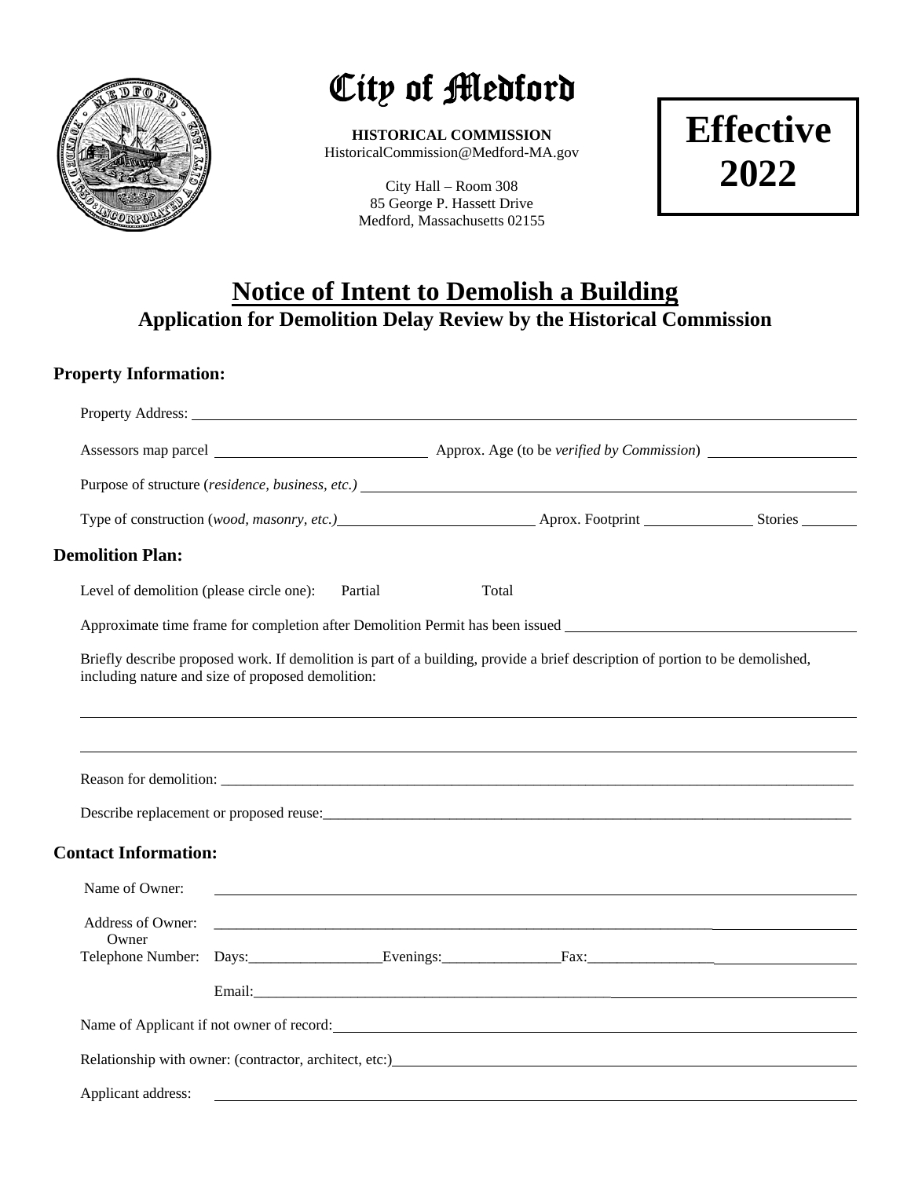# City of Medford

**HISTORICAL COMMISSION**
HistoricalCommission@Medford-MA.gov

City Hall – Room 308
85 George P. Hassett Drive
Medford, Massachusetts 02155

**Effective 2022**

## Notice of Intent to Demolish a Building

### Application for Demolition Delay Review by the Historical Commission

### Property Information:

Property Address: ______________________________

Assessors map parcel ______________________ Approx. Age (to be *verified by Commission*) ______________

Purpose of structure (*residence, business, etc.)* ______________________________

Type of construction (*wood, masonry, etc.)* ______________________ Aprox. Footprint ____________ Stories ________

### Demolition Plan:

Level of demolition (please circle one): Partial Total

Approximate time frame for completion after Demolition Permit has been issued ______________________________

Briefly describe proposed work. If demolition is part of a building, provide a brief description of portion to be demolished, including nature and size of proposed demolition:

______________________________

______________________________

Reason for demolition: ______________________________

Describe replacement or proposed reuse: ______________________________

### Contact Information:

Name of Owner: ______________________________

Address of Owner: ______________________________

Owner Telephone Number: Days:________________ Evenings:______________ Fax:________________

Email: ______________________________

Name of Applicant if not owner of record: ______________________________

Relationship with owner: (contractor, architect, etc:) ______________________________

Applicant address: ______________________________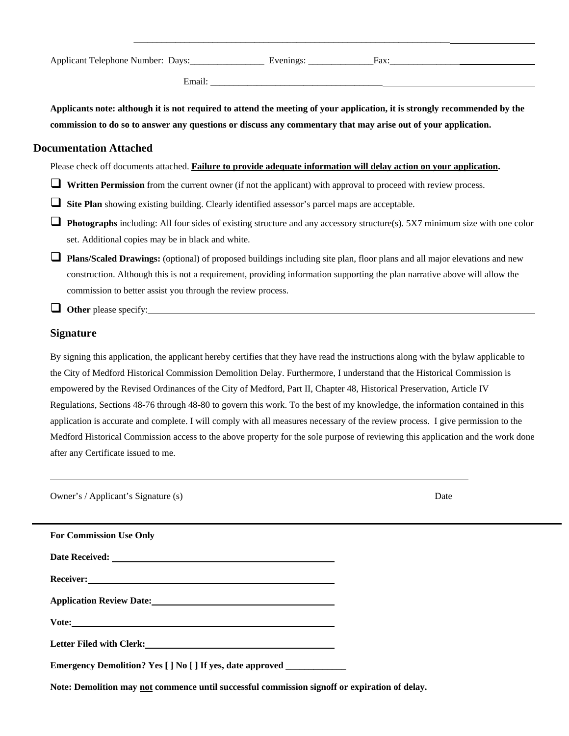\_\_\_\_\_\_\_\_\_\_\_\_\_\_\_\_\_\_\_\_\_\_\_\_\_\_\_\_\_\_\_\_\_\_\_\_\_\_\_\_\_\_\_\_\_\_\_\_\_\_\_\_\_\_\_\_\_\_\_\_\_\_\_\_\_\_

Applicant Telephone Number: Days:\_\_\_\_\_\_\_\_\_\_\_\_\_\_\_\_ Evenings: \_\_\_\_\_\_\_\_\_\_\_\_\_\_Fax:\_\_\_\_\_\_\_\_\_\_\_\_\_\_\_

Email: \_\_\_\_\_\_\_\_\_\_\_\_\_\_\_\_\_\_\_\_\_\_\_\_\_\_\_\_\_\_\_\_\_\_\_\_\_

**Applicants note: although it is not required to attend the meeting of your application, it is strongly recommended by the commission to do so to answer any questions or discuss any commentary that may arise out of your application.**

## Documentation Attached

Please check off documents attached. **Failure to provide adequate information will delay action on your application.**

- ☐ **Written Permission** from the current owner (if not the applicant) with approval to proceed with review process.
- ☐ **Site Plan** showing existing building. Clearly identified assessor's parcel maps are acceptable.
- ☐ **Photographs** including: All four sides of existing structure and any accessory structure(s). 5X7 minimum size with one color set. Additional copies may be in black and white.
- ☐ **Plans/Scaled Drawings:** (optional) of proposed buildings including site plan, floor plans and all major elevations and new construction. Although this is not a requirement, providing information supporting the plan narrative above will allow the commission to better assist you through the review process.
- ☐ **Other** please specify:\_\_\_\_\_\_\_\_\_\_\_\_\_\_\_\_\_\_\_\_\_\_\_\_\_\_\_\_\_\_\_\_\_\_\_\_\_\_\_\_

### Signature

By signing this application, the applicant hereby certifies that they have read the instructions along with the bylaw applicable to the City of Medford Historical Commission Demolition Delay. Furthermore, I understand that the Historical Commission is empowered by the Revised Ordinances of the City of Medford, Part II, Chapter 48, Historical Preservation, Article IV Regulations, Sections 48-76 through 48-80 to govern this work. To the best of my knowledge, the information contained in this application is accurate and complete. I will comply with all measures necessary of the review process. I give permission to the Medford Historical Commission access to the above property for the sole purpose of reviewing this application and the work done after any Certificate issued to me.

\_\_\_\_\_\_\_\_\_\_\_\_\_\_\_\_\_\_\_\_\_\_\_\_\_\_\_\_\_\_\_\_\_\_\_\_\_\_\_\_\_\_\_\_\_\_\_\_\_\_\_\_\_\_\_\_\_\_\_\_\_\_

Owner's / Applicant's Signature (s) Date

---

**For Commission Use Only**

**Date Received:** \_\_\_\_\_\_\_\_\_\_\_\_\_\_\_\_\_\_\_\_\_\_\_\_\_\_\_\_\_\_\_\_\_\_\_\_

**Receiver:**\_\_\_\_\_\_\_\_\_\_\_\_\_\_\_\_\_\_\_\_\_\_\_\_\_\_\_\_\_\_\_\_\_\_\_\_\_\_\_\_

**Application Review Date:**\_\_\_\_\_\_\_\_\_\_\_\_\_\_\_\_\_\_\_\_\_\_\_\_\_\_\_\_\_\_

**Vote:**\_\_\_\_\_\_\_\_\_\_\_\_\_\_\_\_\_\_\_\_\_\_\_\_\_\_\_\_\_\_\_\_\_\_\_\_\_\_\_\_\_\_\_\_

**Letter Filed with Clerk:**\_\_\_\_\_\_\_\_\_\_\_\_\_\_\_\_\_\_\_\_\_\_\_\_\_\_\_\_\_\_\_

**Emergency Demolition? Yes [ ] No [ ] If yes, date approved \_\_\_\_\_\_\_\_\_\_\_\_\_**

**Note: Demolition may not commence until successful commission signoff or expiration of delay.**